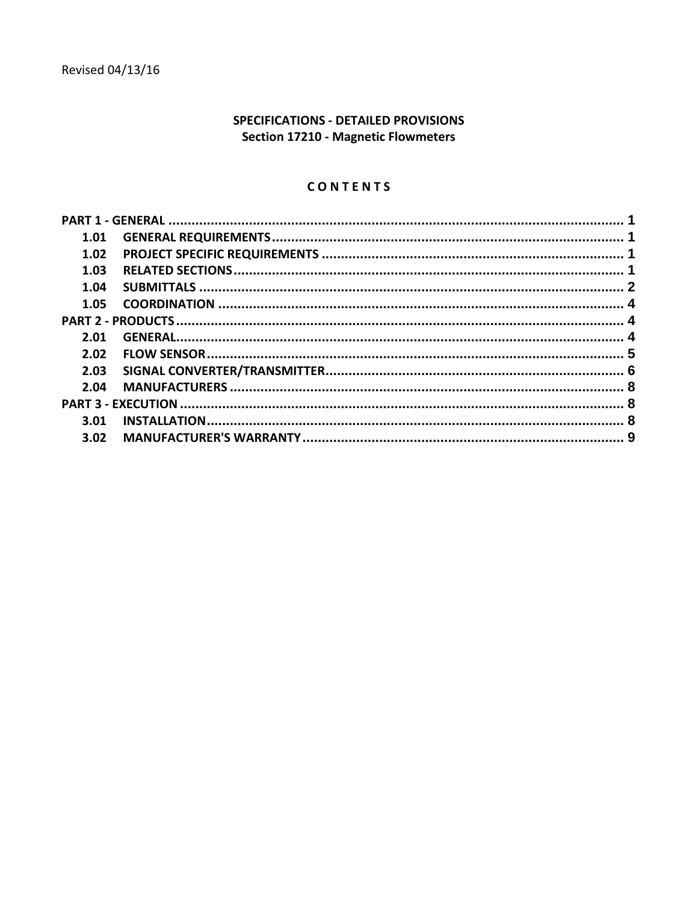Revised 04/13/16

**SPECIFICATIONS - DETAILED PROVISIONS**
**Section 17210 - Magnetic Flowmeters**

## C O N T E N T S

| | |
|---|---|
| **PART 1 - GENERAL** | **1** |
| **1.01 GENERAL REQUIREMENTS** | **1** |
| **1.02 PROJECT SPECIFIC REQUIREMENTS** | **1** |
| **1.03 RELATED SECTIONS** | **1** |
| **1.04 SUBMITTALS** | **2** |
| **1.05 COORDINATION** | **4** |
| **PART 2 - PRODUCTS** | **4** |
| **2.01 GENERAL** | **4** |
| **2.02 FLOW SENSOR** | **5** |
| **2.03 SIGNAL CONVERTER/TRANSMITTER** | **6** |
| **2.04 MANUFACTURERS** | **8** |
| **PART 3 - EXECUTION** | **8** |
| **3.01 INSTALLATION** | **8** |
| **3.02 MANUFACTURER'S WARRANTY** | **9** |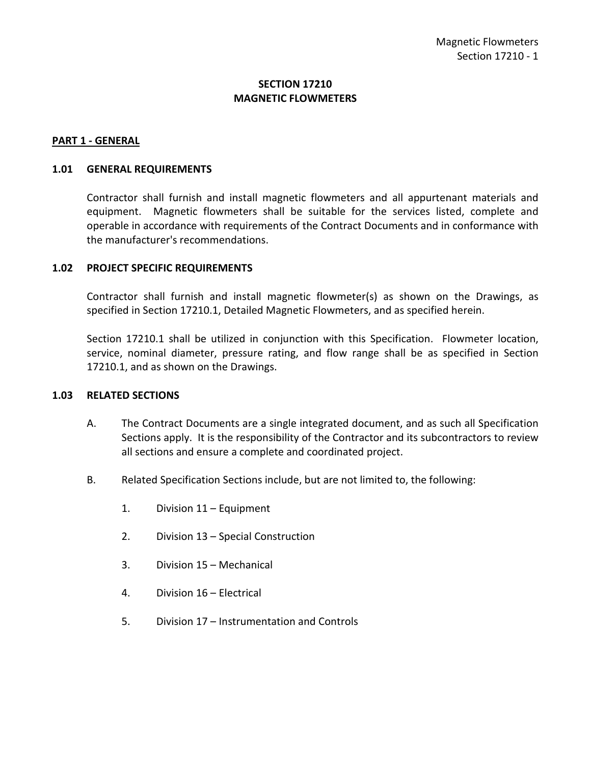# SECTION 17210
# MAGNETIC FLOWMETERS

## PART 1 - GENERAL

### 1.01 GENERAL REQUIREMENTS

Contractor shall furnish and install magnetic flowmeters and all appurtenant materials and equipment. Magnetic flowmeters shall be suitable for the services listed, complete and operable in accordance with requirements of the Contract Documents and in conformance with the manufacturer's recommendations.

### 1.02 PROJECT SPECIFIC REQUIREMENTS

Contractor shall furnish and install magnetic flowmeter(s) as shown on the Drawings, as specified in Section 17210.1, Detailed Magnetic Flowmeters, and as specified herein.

Section 17210.1 shall be utilized in conjunction with this Specification. Flowmeter location, service, nominal diameter, pressure rating, and flow range shall be as specified in Section 17210.1, and as shown on the Drawings.

### 1.03 RELATED SECTIONS

A. The Contract Documents are a single integrated document, and as such all Specification Sections apply. It is the responsibility of the Contractor and its subcontractors to review all sections and ensure a complete and coordinated project.

B. Related Specification Sections include, but are not limited to, the following:

1. Division 11 – Equipment
2. Division 13 – Special Construction
3. Division 15 – Mechanical
4. Division 16 – Electrical
5. Division 17 – Instrumentation and Controls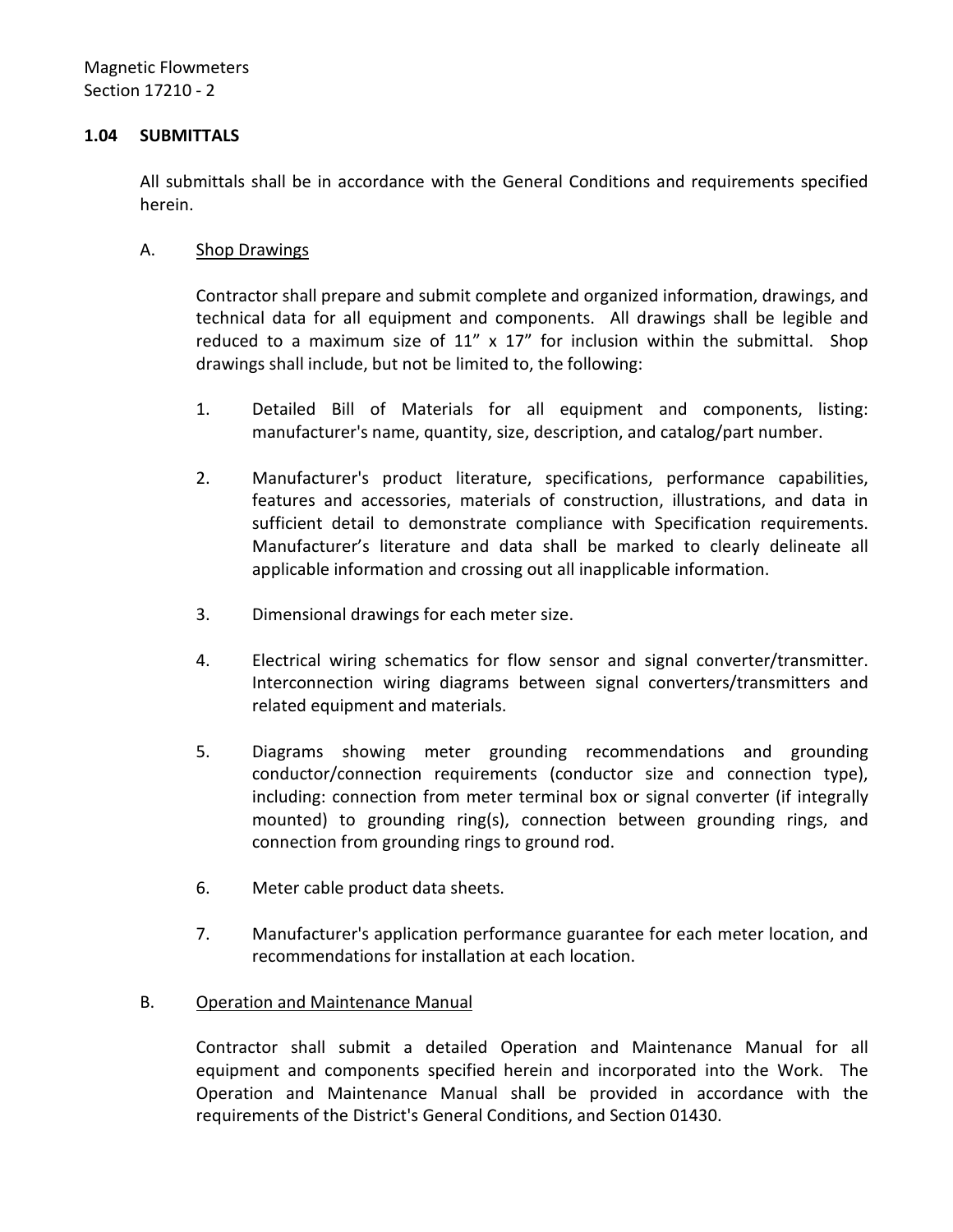### 1.04 SUBMITTALS

All submittals shall be in accordance with the General Conditions and requirements specified herein.

A. Shop Drawings

Contractor shall prepare and submit complete and organized information, drawings, and technical data for all equipment and components. All drawings shall be legible and reduced to a maximum size of 11” x 17” for inclusion within the submittal. Shop drawings shall include, but not be limited to, the following:

1. Detailed Bill of Materials for all equipment and components, listing: manufacturer's name, quantity, size, description, and catalog/part number.

2. Manufacturer's product literature, specifications, performance capabilities, features and accessories, materials of construction, illustrations, and data in sufficient detail to demonstrate compliance with Specification requirements. Manufacturer’s literature and data shall be marked to clearly delineate all applicable information and crossing out all inapplicable information.

3. Dimensional drawings for each meter size.

4. Electrical wiring schematics for flow sensor and signal converter/transmitter. Interconnection wiring diagrams between signal converters/transmitters and related equipment and materials.

5. Diagrams showing meter grounding recommendations and grounding conductor/connection requirements (conductor size and connection type), including: connection from meter terminal box or signal converter (if integrally mounted) to grounding ring(s), connection between grounding rings, and connection from grounding rings to ground rod.

6. Meter cable product data sheets.

7. Manufacturer's application performance guarantee for each meter location, and recommendations for installation at each location.

B. Operation and Maintenance Manual

Contractor shall submit a detailed Operation and Maintenance Manual for all equipment and components specified herein and incorporated into the Work. The Operation and Maintenance Manual shall be provided in accordance with the requirements of the District's General Conditions, and Section 01430.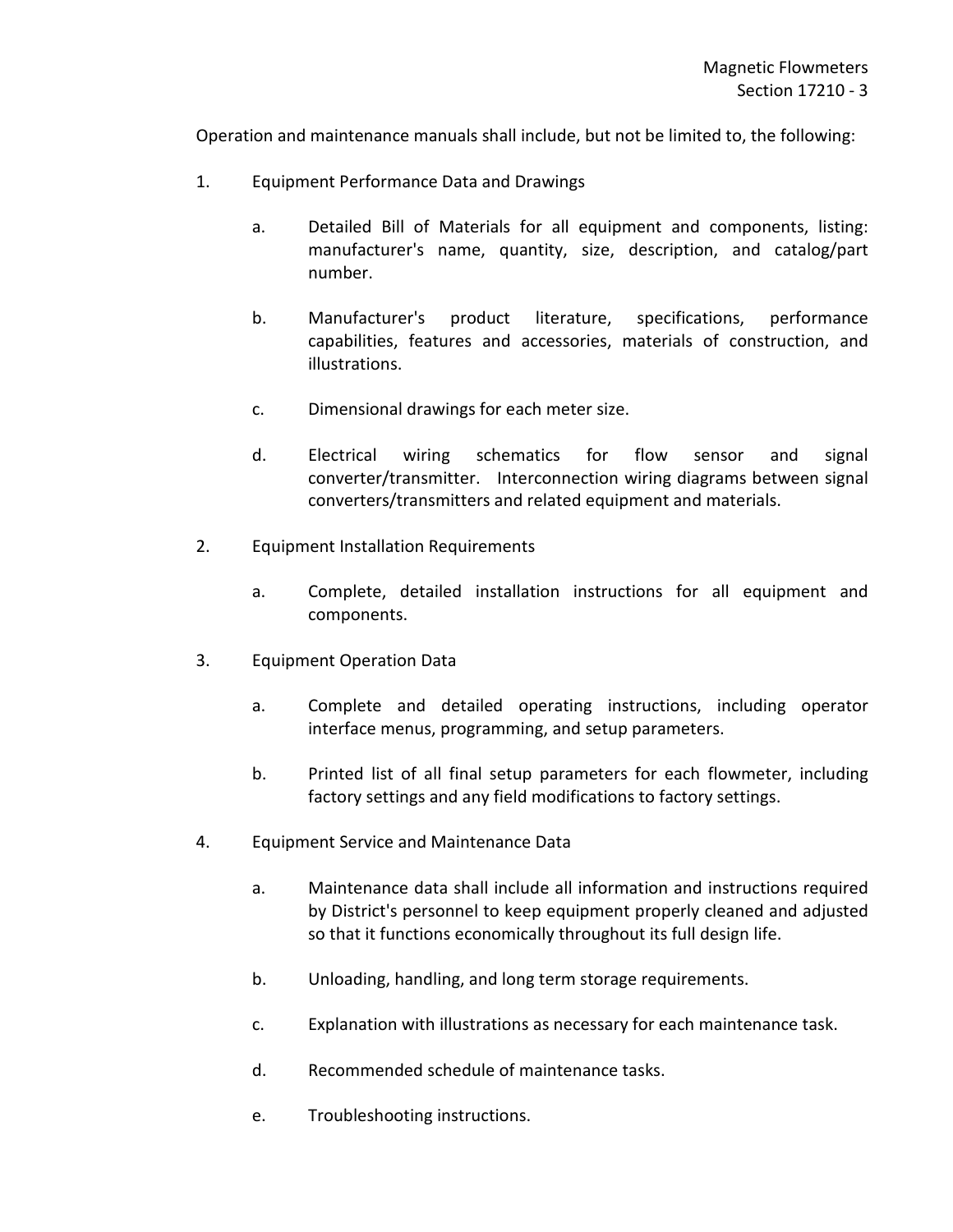Operation and maintenance manuals shall include, but not be limited to, the following:

1. Equipment Performance Data and Drawings

    a. Detailed Bill of Materials for all equipment and components, listing: manufacturer's name, quantity, size, description, and catalog/part number.

    b. Manufacturer's product literature, specifications, performance capabilities, features and accessories, materials of construction, and illustrations.

    c. Dimensional drawings for each meter size.

    d. Electrical wiring schematics for flow sensor and signal converter/transmitter. Interconnection wiring diagrams between signal converters/transmitters and related equipment and materials.

2. Equipment Installation Requirements

    a. Complete, detailed installation instructions for all equipment and components.

3. Equipment Operation Data

    a. Complete and detailed operating instructions, including operator interface menus, programming, and setup parameters.

    b. Printed list of all final setup parameters for each flowmeter, including factory settings and any field modifications to factory settings.

4. Equipment Service and Maintenance Data

    a. Maintenance data shall include all information and instructions required by District's personnel to keep equipment properly cleaned and adjusted so that it functions economically throughout its full design life.

    b. Unloading, handling, and long term storage requirements.

    c. Explanation with illustrations as necessary for each maintenance task.

    d. Recommended schedule of maintenance tasks.

    e. Troubleshooting instructions.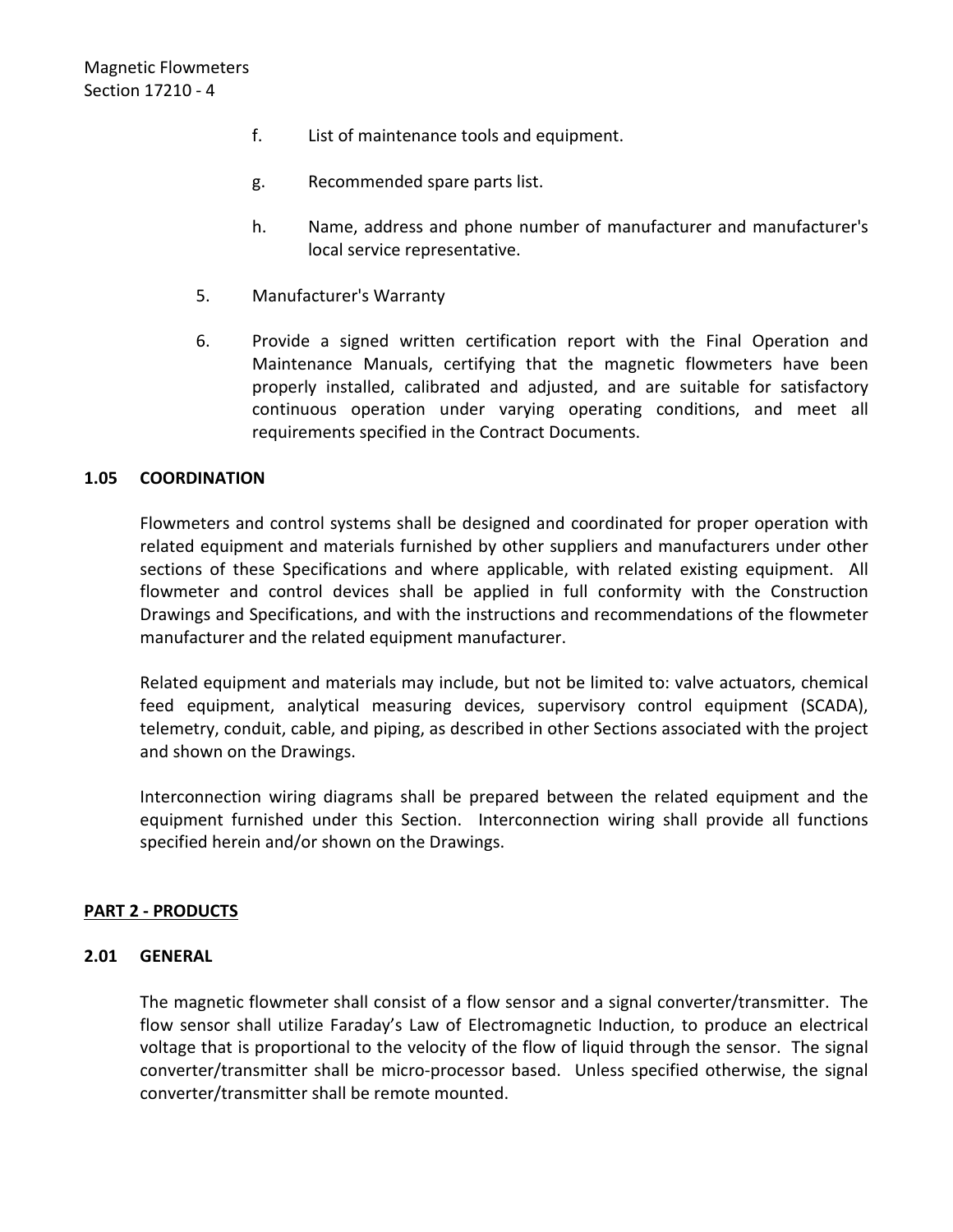f. List of maintenance tools and equipment.

g. Recommended spare parts list.

h. Name, address and phone number of manufacturer and manufacturer's local service representative.

5. Manufacturer's Warranty

6. Provide a signed written certification report with the Final Operation and Maintenance Manuals, certifying that the magnetic flowmeters have been properly installed, calibrated and adjusted, and are suitable for satisfactory continuous operation under varying operating conditions, and meet all requirements specified in the Contract Documents.

### 1.05 COORDINATION

Flowmeters and control systems shall be designed and coordinated for proper operation with related equipment and materials furnished by other suppliers and manufacturers under other sections of these Specifications and where applicable, with related existing equipment. All flowmeter and control devices shall be applied in full conformity with the Construction Drawings and Specifications, and with the instructions and recommendations of the flowmeter manufacturer and the related equipment manufacturer.

Related equipment and materials may include, but not be limited to: valve actuators, chemical feed equipment, analytical measuring devices, supervisory control equipment (SCADA), telemetry, conduit, cable, and piping, as described in other Sections associated with the project and shown on the Drawings.

Interconnection wiring diagrams shall be prepared between the related equipment and the equipment furnished under this Section. Interconnection wiring shall provide all functions specified herein and/or shown on the Drawings.

## PART 2 - PRODUCTS

### 2.01 GENERAL

The magnetic flowmeter shall consist of a flow sensor and a signal converter/transmitter. The flow sensor shall utilize Faraday's Law of Electromagnetic Induction, to produce an electrical voltage that is proportional to the velocity of the flow of liquid through the sensor. The signal converter/transmitter shall be micro-processor based. Unless specified otherwise, the signal converter/transmitter shall be remote mounted.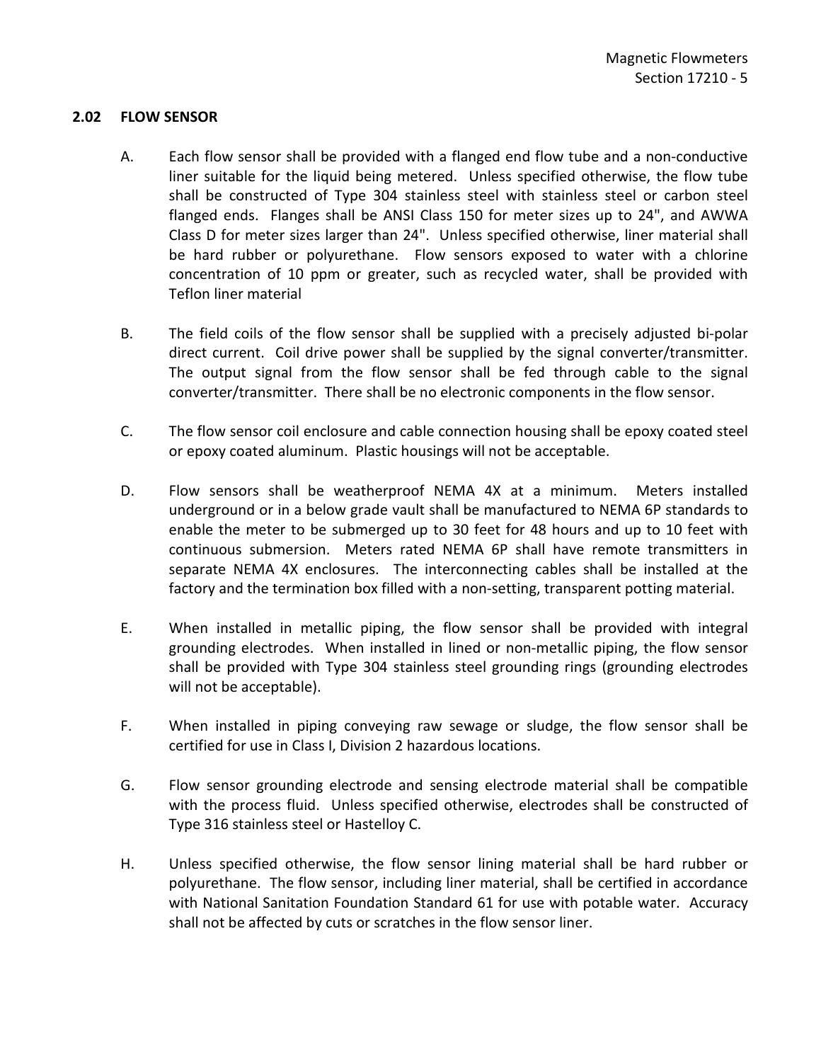## 2.02 FLOW SENSOR

A. Each flow sensor shall be provided with a flanged end flow tube and a non-conductive liner suitable for the liquid being metered. Unless specified otherwise, the flow tube shall be constructed of Type 304 stainless steel with stainless steel or carbon steel flanged ends. Flanges shall be ANSI Class 150 for meter sizes up to 24", and AWWA Class D for meter sizes larger than 24". Unless specified otherwise, liner material shall be hard rubber or polyurethane. Flow sensors exposed to water with a chlorine concentration of 10 ppm or greater, such as recycled water, shall be provided with Teflon liner material

B. The field coils of the flow sensor shall be supplied with a precisely adjusted bi-polar direct current. Coil drive power shall be supplied by the signal converter/transmitter. The output signal from the flow sensor shall be fed through cable to the signal converter/transmitter. There shall be no electronic components in the flow sensor.

C. The flow sensor coil enclosure and cable connection housing shall be epoxy coated steel or epoxy coated aluminum. Plastic housings will not be acceptable.

D. Flow sensors shall be weatherproof NEMA 4X at a minimum. Meters installed underground or in a below grade vault shall be manufactured to NEMA 6P standards to enable the meter to be submerged up to 30 feet for 48 hours and up to 10 feet with continuous submersion. Meters rated NEMA 6P shall have remote transmitters in separate NEMA 4X enclosures. The interconnecting cables shall be installed at the factory and the termination box filled with a non-setting, transparent potting material.

E. When installed in metallic piping, the flow sensor shall be provided with integral grounding electrodes. When installed in lined or non-metallic piping, the flow sensor shall be provided with Type 304 stainless steel grounding rings (grounding electrodes will not be acceptable).

F. When installed in piping conveying raw sewage or sludge, the flow sensor shall be certified for use in Class I, Division 2 hazardous locations.

G. Flow sensor grounding electrode and sensing electrode material shall be compatible with the process fluid. Unless specified otherwise, electrodes shall be constructed of Type 316 stainless steel or Hastelloy C.

H. Unless specified otherwise, the flow sensor lining material shall be hard rubber or polyurethane. The flow sensor, including liner material, shall be certified in accordance with National Sanitation Foundation Standard 61 for use with potable water. Accuracy shall not be affected by cuts or scratches in the flow sensor liner.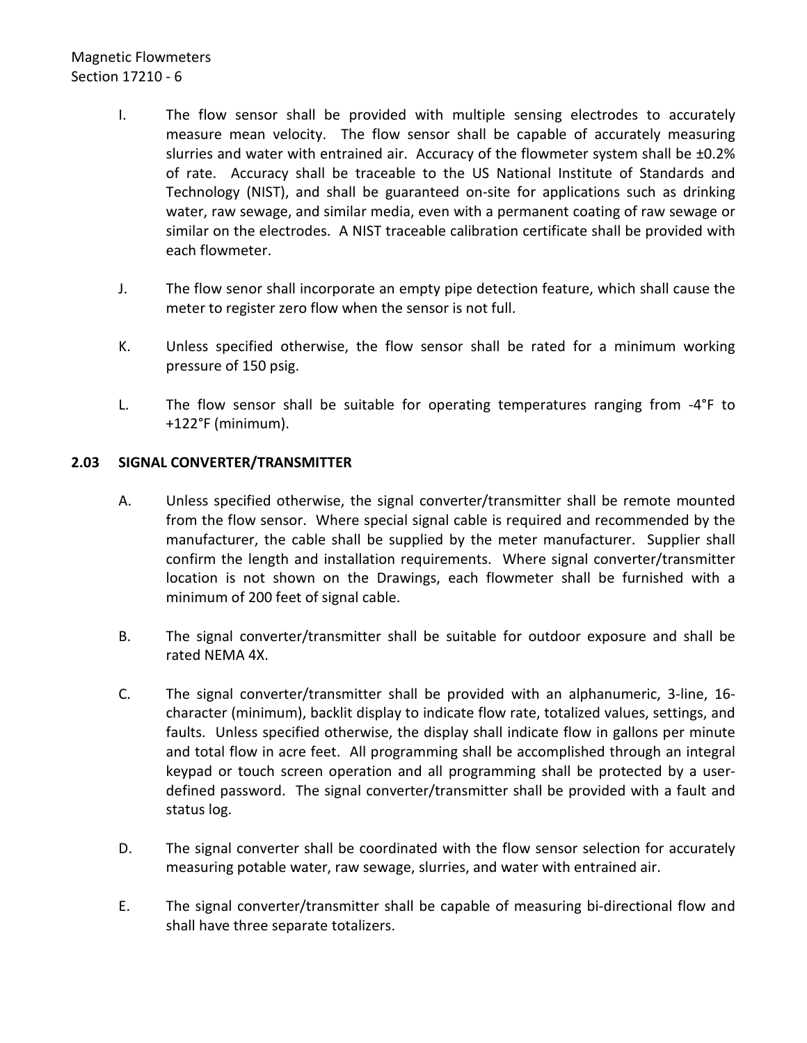I. The flow sensor shall be provided with multiple sensing electrodes to accurately measure mean velocity. The flow sensor shall be capable of accurately measuring slurries and water with entrained air. Accuracy of the flowmeter system shall be ±0.2% of rate. Accuracy shall be traceable to the US National Institute of Standards and Technology (NIST), and shall be guaranteed on-site for applications such as drinking water, raw sewage, and similar media, even with a permanent coating of raw sewage or similar on the electrodes. A NIST traceable calibration certificate shall be provided with each flowmeter.

J. The flow senor shall incorporate an empty pipe detection feature, which shall cause the meter to register zero flow when the sensor is not full.

K. Unless specified otherwise, the flow sensor shall be rated for a minimum working pressure of 150 psig.

L. The flow sensor shall be suitable for operating temperatures ranging from -4°F to +122°F (minimum).

## 2.03 SIGNAL CONVERTER/TRANSMITTER

A. Unless specified otherwise, the signal converter/transmitter shall be remote mounted from the flow sensor. Where special signal cable is required and recommended by the manufacturer, the cable shall be supplied by the meter manufacturer. Supplier shall confirm the length and installation requirements. Where signal converter/transmitter location is not shown on the Drawings, each flowmeter shall be furnished with a minimum of 200 feet of signal cable.

B. The signal converter/transmitter shall be suitable for outdoor exposure and shall be rated NEMA 4X.

C. The signal converter/transmitter shall be provided with an alphanumeric, 3-line, 16-character (minimum), backlit display to indicate flow rate, totalized values, settings, and faults. Unless specified otherwise, the display shall indicate flow in gallons per minute and total flow in acre feet. All programming shall be accomplished through an integral keypad or touch screen operation and all programming shall be protected by a user-defined password. The signal converter/transmitter shall be provided with a fault and status log.

D. The signal converter shall be coordinated with the flow sensor selection for accurately measuring potable water, raw sewage, slurries, and water with entrained air.

E. The signal converter/transmitter shall be capable of measuring bi-directional flow and shall have three separate totalizers.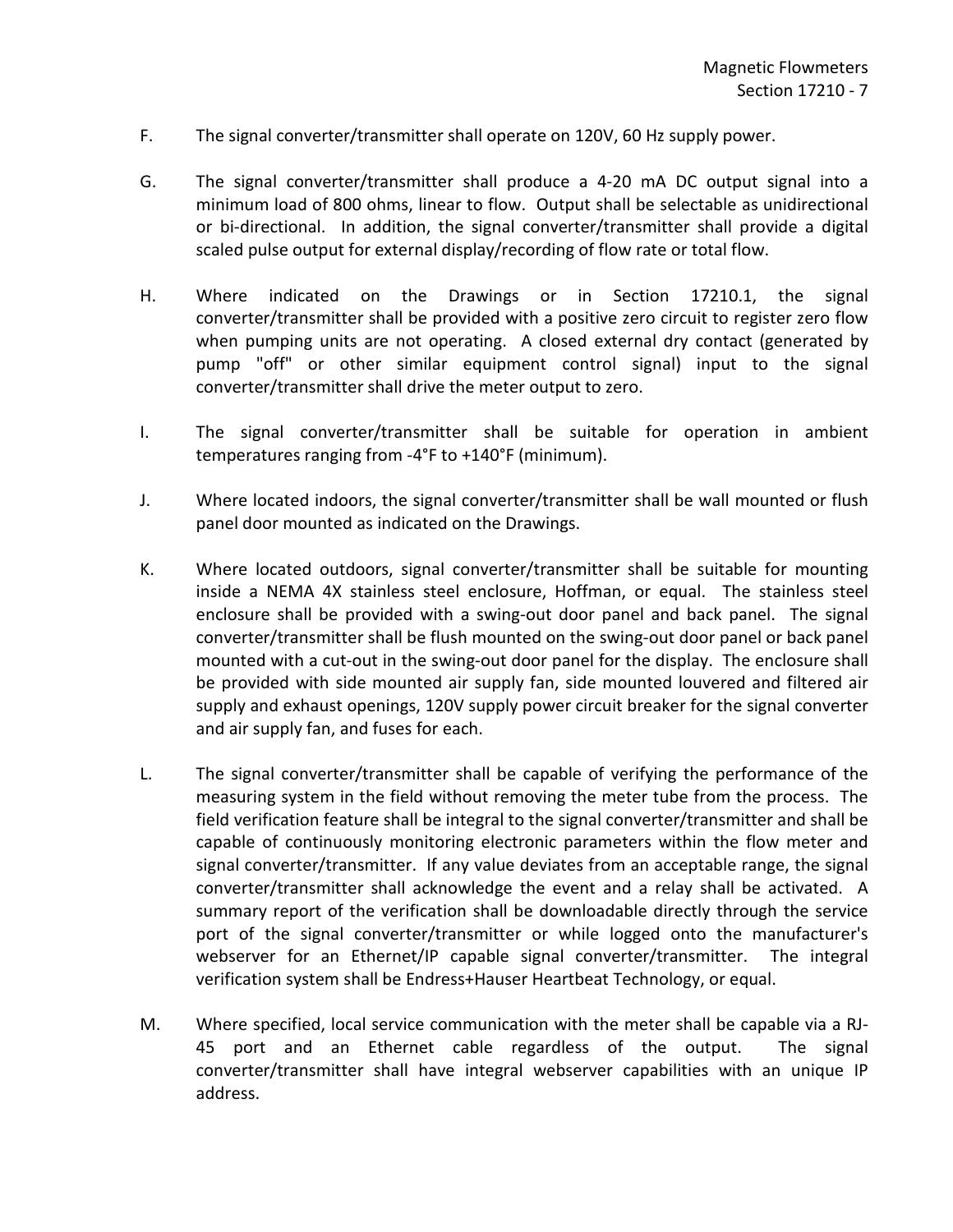F. The signal converter/transmitter shall operate on 120V, 60 Hz supply power.

G. The signal converter/transmitter shall produce a 4-20 mA DC output signal into a minimum load of 800 ohms, linear to flow. Output shall be selectable as unidirectional or bi-directional. In addition, the signal converter/transmitter shall provide a digital scaled pulse output for external display/recording of flow rate or total flow.

H. Where indicated on the Drawings or in Section 17210.1, the signal converter/transmitter shall be provided with a positive zero circuit to register zero flow when pumping units are not operating. A closed external dry contact (generated by pump "off" or other similar equipment control signal) input to the signal converter/transmitter shall drive the meter output to zero.

I. The signal converter/transmitter shall be suitable for operation in ambient temperatures ranging from -4°F to +140°F (minimum).

J. Where located indoors, the signal converter/transmitter shall be wall mounted or flush panel door mounted as indicated on the Drawings.

K. Where located outdoors, signal converter/transmitter shall be suitable for mounting inside a NEMA 4X stainless steel enclosure, Hoffman, or equal. The stainless steel enclosure shall be provided with a swing-out door panel and back panel. The signal converter/transmitter shall be flush mounted on the swing-out door panel or back panel mounted with a cut-out in the swing-out door panel for the display. The enclosure shall be provided with side mounted air supply fan, side mounted louvered and filtered air supply and exhaust openings, 120V supply power circuit breaker for the signal converter and air supply fan, and fuses for each.

L. The signal converter/transmitter shall be capable of verifying the performance of the measuring system in the field without removing the meter tube from the process. The field verification feature shall be integral to the signal converter/transmitter and shall be capable of continuously monitoring electronic parameters within the flow meter and signal converter/transmitter. If any value deviates from an acceptable range, the signal converter/transmitter shall acknowledge the event and a relay shall be activated. A summary report of the verification shall be downloadable directly through the service port of the signal converter/transmitter or while logged onto the manufacturer's webserver for an Ethernet/IP capable signal converter/transmitter. The integral verification system shall be Endress+Hauser Heartbeat Technology, or equal.

M. Where specified, local service communication with the meter shall be capable via a RJ-45 port and an Ethernet cable regardless of the output. The signal converter/transmitter shall have integral webserver capabilities with an unique IP address.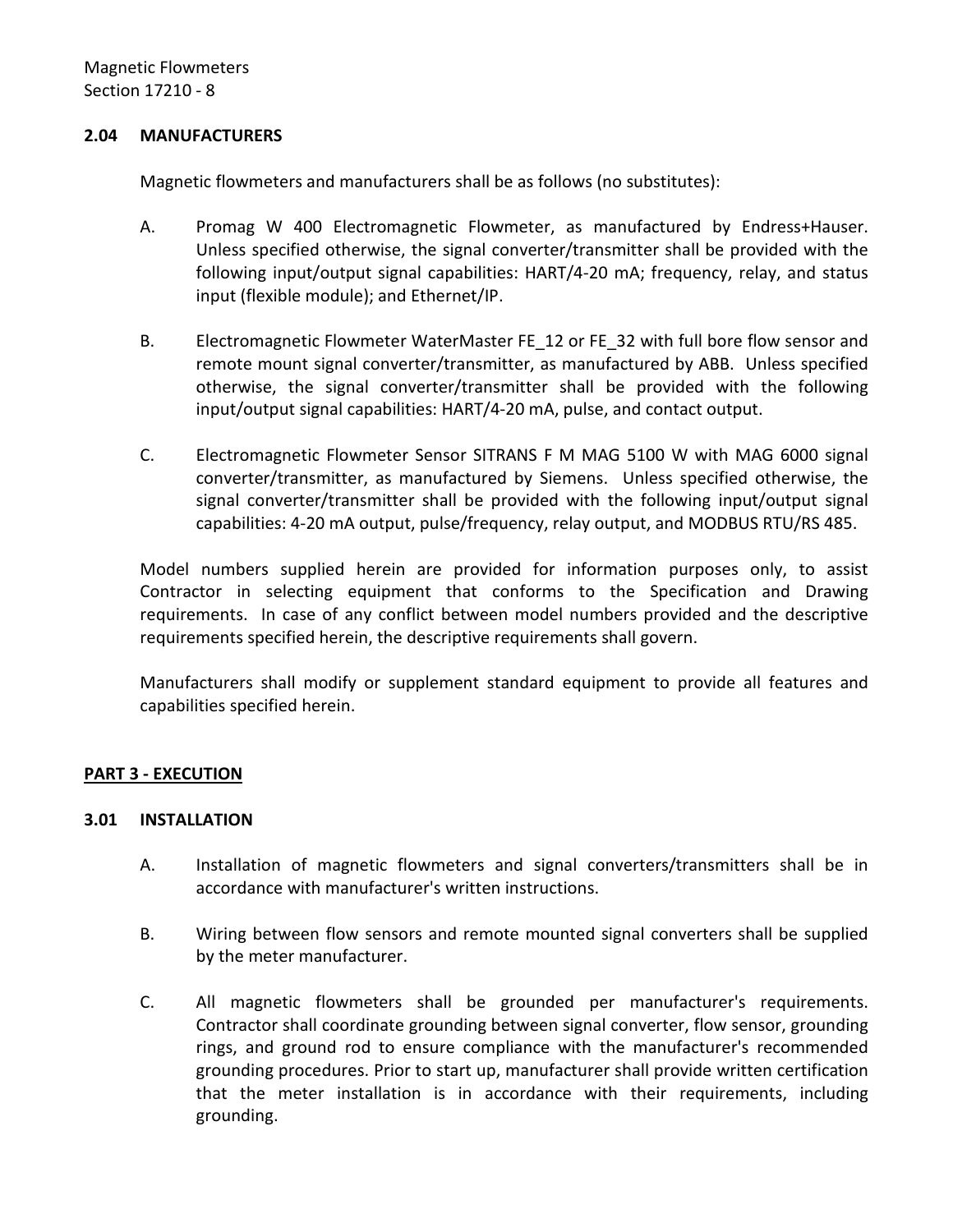### 2.04 MANUFACTURERS

Magnetic flowmeters and manufacturers shall be as follows (no substitutes):

A. Promag W 400 Electromagnetic Flowmeter, as manufactured by Endress+Hauser. Unless specified otherwise, the signal converter/transmitter shall be provided with the following input/output signal capabilities: HART/4-20 mA; frequency, relay, and status input (flexible module); and Ethernet/IP.

B. Electromagnetic Flowmeter WaterMaster FE_12 or FE_32 with full bore flow sensor and remote mount signal converter/transmitter, as manufactured by ABB. Unless specified otherwise, the signal converter/transmitter shall be provided with the following input/output signal capabilities: HART/4-20 mA, pulse, and contact output.

C. Electromagnetic Flowmeter Sensor SITRANS F M MAG 5100 W with MAG 6000 signal converter/transmitter, as manufactured by Siemens. Unless specified otherwise, the signal converter/transmitter shall be provided with the following input/output signal capabilities: 4-20 mA output, pulse/frequency, relay output, and MODBUS RTU/RS 485.

Model numbers supplied herein are provided for information purposes only, to assist Contractor in selecting equipment that conforms to the Specification and Drawing requirements. In case of any conflict between model numbers provided and the descriptive requirements specified herein, the descriptive requirements shall govern.

Manufacturers shall modify or supplement standard equipment to provide all features and capabilities specified herein.

## PART 3 - EXECUTION

### 3.01 INSTALLATION

A. Installation of magnetic flowmeters and signal converters/transmitters shall be in accordance with manufacturer's written instructions.

B. Wiring between flow sensors and remote mounted signal converters shall be supplied by the meter manufacturer.

C. All magnetic flowmeters shall be grounded per manufacturer's requirements. Contractor shall coordinate grounding between signal converter, flow sensor, grounding rings, and ground rod to ensure compliance with the manufacturer's recommended grounding procedures. Prior to start up, manufacturer shall provide written certification that the meter installation is in accordance with their requirements, including grounding.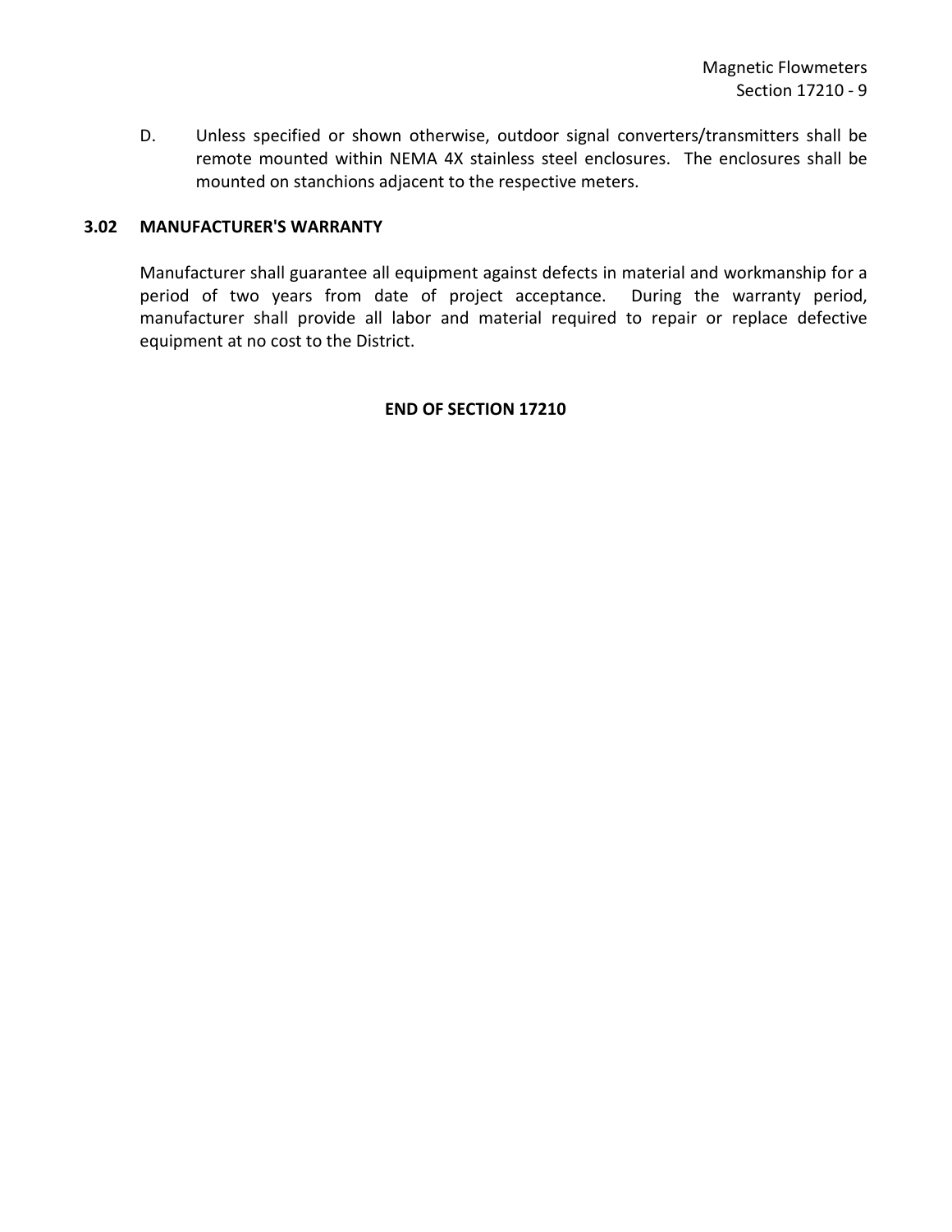D. Unless specified or shown otherwise, outdoor signal converters/transmitters shall be remote mounted within NEMA 4X stainless steel enclosures. The enclosures shall be mounted on stanchions adjacent to the respective meters.

### 3.02 MANUFACTURER'S WARRANTY

Manufacturer shall guarantee all equipment against defects in material and workmanship for a period of two years from date of project acceptance. During the warranty period, manufacturer shall provide all labor and material required to repair or replace defective equipment at no cost to the District.

**END OF SECTION 17210**